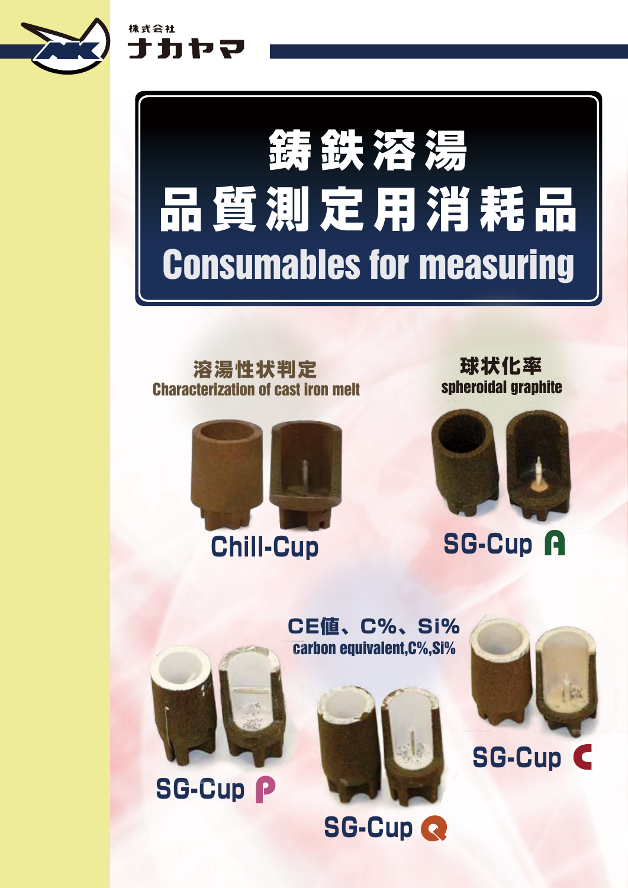株式会社
ナカヤマ

# 鋳鉄溶湯
# 品質測定用消耗品
# Consumables for measuring

## 溶湯性状判定
Characterization of cast iron melt

**Chill-Cup**

## 球状化率
spheroidal graphite

**SG-Cup A**

## CE値、C%、Si%
carbon equivalent,C%,Si%

**SG-Cup P**

**SG-Cup Q**

**SG-Cup C**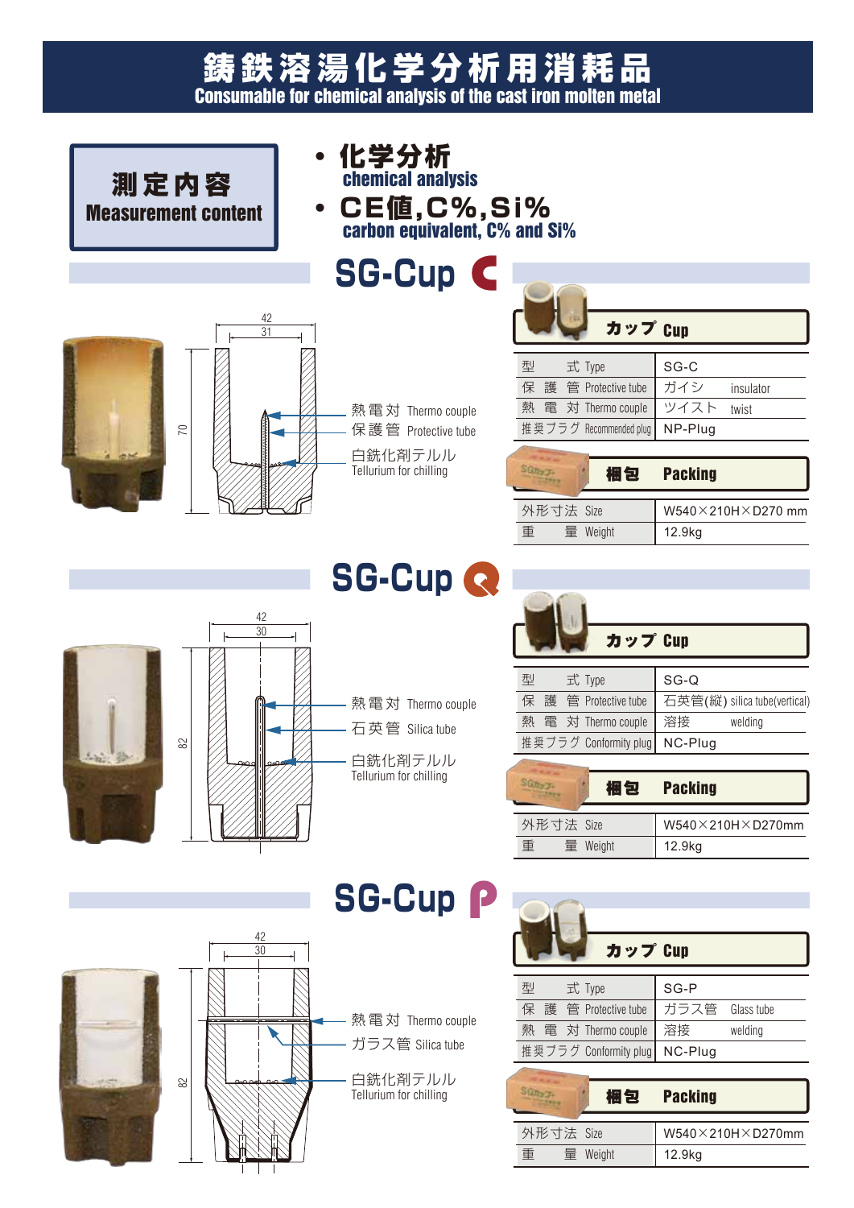# 鋳鉄溶湯化学分析用消耗品
## Consumable for chemical analysis of the cast iron molten metal

**測定内容**
**Measurement content**

- **化学分析**
  **chemical analysis**
- **CE値,C%,Si%**
  **carbon equivalent, C% and Si%**

## SG-Cup C

42
31
70

熱電対 Thermo couple
保護管 Protective tube
白銑化剤テルル
Tellurium for chilling

**カップ Cup**

| 型式 Type | SG-C |
|---|---|
| 保護管 Protective tube | ガイシ insulator |
| 熱電対 Thermo couple | ツイスト twist |
| 推奨プラグ Recommended plug | NP-Plug |

**梱包 Packing**

| 外形寸法 Size | W540×210H×D270 mm |
|---|---|
| 重量 Weight | 12.9kg |

## SG-Cup Q

42
30
82

熱電対 Thermo couple
石英管 Silica tube
白銑化剤テルル
Tellurium for chilling

**カップ Cup**

| 型式 Type | SG-Q |
|---|---|
| 保護管 Protective tube | 石英管(縦) silica tube(vertical) |
| 熱電対 Thermo couple | 溶接 welding |
| 推奨プラグ Conformity plug | NC-Plug |

**梱包 Packing**

| 外形寸法 Size | W540×210H×D270mm |
|---|---|
| 重量 Weight | 12.9kg |

## SG-Cup P

42
30
82

熱電対 Thermo couple
ガラス管 Silica tube
白銑化剤テルル
Tellurium for chilling

**カップ Cup**

| 型式 Type | SG-P |
|---|---|
| 保護管 Protective tube | ガラス管 Glass tube |
| 熱電対 Thermo couple | 溶接 welding |
| 推奨プラグ Conformity plug | NC-Plug |

**梱包 Packing**

| 外形寸法 Size | W540×210H×D270mm |
|---|---|
| 重量 Weight | 12.9kg |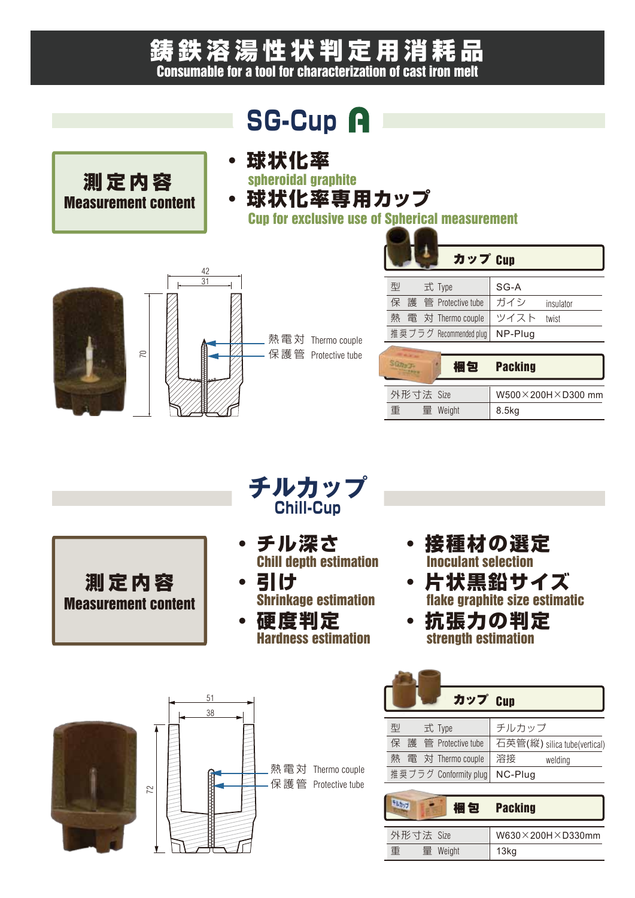# 鋳鉄溶湯性状判定用消耗品
Consumable for a tool for characterization of cast iron melt

## SG-Cup A

**測定内容**
**Measurement content**

- **球状化率**
  spheroidal graphite
- **球状化率専用カップ**
  Cup for exclusive use of Spherical measurement

42
31
70

熱電対 Thermo couple
保護管 Protective tube

### カップ Cup

| 型式 Type | SG-A |
|---|---|
| 保護管 Protective tube | ガイシ insulator |
| 熱電対 Thermo couple | ツイスト twist |
| 推奨プラグ Recommended plug | NP-Plug |

### 梱包 Packing

| 外形寸法 Size | W500×200H×D300 mm |
|---|---|
| 重量 Weight | 8.5kg |

## チルカップ
Chill-Cup

**測定内容**
**Measurement content**

- **チル深さ**
  Chill depth estimation
- **引け**
  Shrinkage estimation
- **硬度判定**
  Hardness estimation
- **接種材の選定**
  Inoculant selection
- **片状黒鉛サイズ**
  flake graphite size estimatic
- **抗張力の判定**
  strength estimation

51
38
72

熱電対 Thermo couple
保護管 Protective tube

### カップ Cup

| 型式 Type | チルカップ |
|---|---|
| 保護管 Protective tube | 石英管(縦) silica tube(vertical) |
| 熱電対 Thermo couple | 溶接 welding |
| 推奨プラグ Conformity plug | NC-Plug |

### 梱包 Packing

| 外形寸法 Size | W630×200H×D330mm |
|---|---|
| 重量 Weight | 13kg |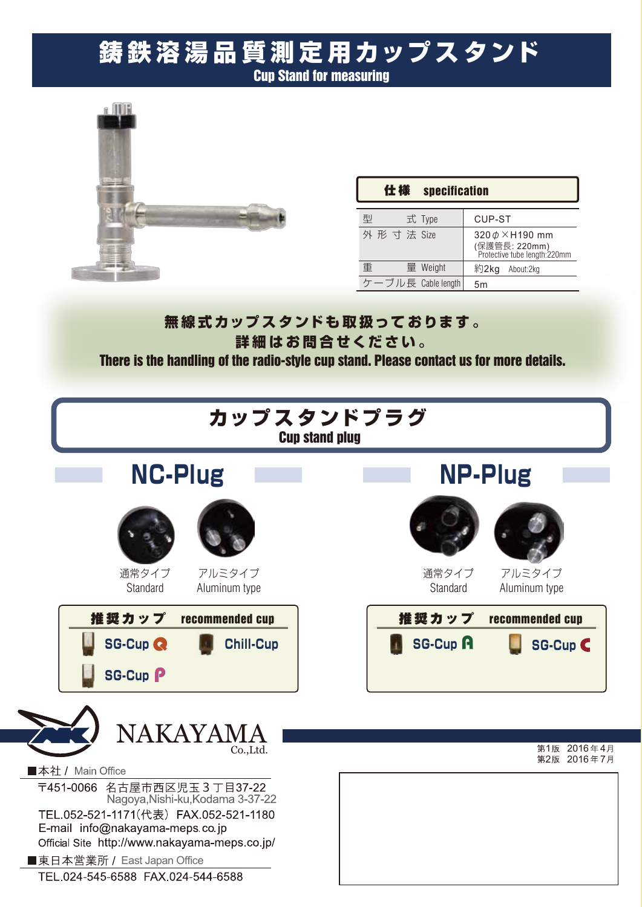# 鋳鉄溶湯品質測定用カップスタンド
## Cup Stand for measuring

**仕様 specification**

| | |
|---|---|
| 型　式 Type | CUP-ST |
| 外形寸法 Size | 320φ×H190 mm<br>(保護管長: 220mm)<br>Protective tube length:220mm |
| 重　量 Weight | 約2kg　About:2kg |
| ケーブル長 Cable length | 5m |

**無線式カップスタンドも取扱っております。**
**詳細はお問合せください。**
**There is the handling of the radio-style cup stand. Please contact us for more details.**

## カップスタンドプラグ
## Cup stand plug

### NC-Plug

通常タイプ
Standard

アルミタイプ
Aluminum type

**推奨カップ recommended cup**

- SG-Cup Q
- Chill-Cup
- SG-Cup P

### NP-Plug

通常タイプ
Standard

アルミタイプ
Aluminum type

**推奨カップ recommended cup**

- SG-Cup A
- SG-Cup C

NAKAYAMA Co.,Ltd.

第1版　2016年4月
第2版　2016年7月

■本社 / Main Office

〒451-0066　名古屋市西区児玉３丁目37-22
Nagoya,Nishi-ku,Kodama 3-37-22

TEL.052-521-1171(代表)　FAX.052-521-1180
E-mail　info@nakayama-meps.co.jp
Official Site　http://www.nakayama-meps.co.jp/

■東日本営業所 / East Japan Office

TEL.024-545-6588　FAX.024-544-6588